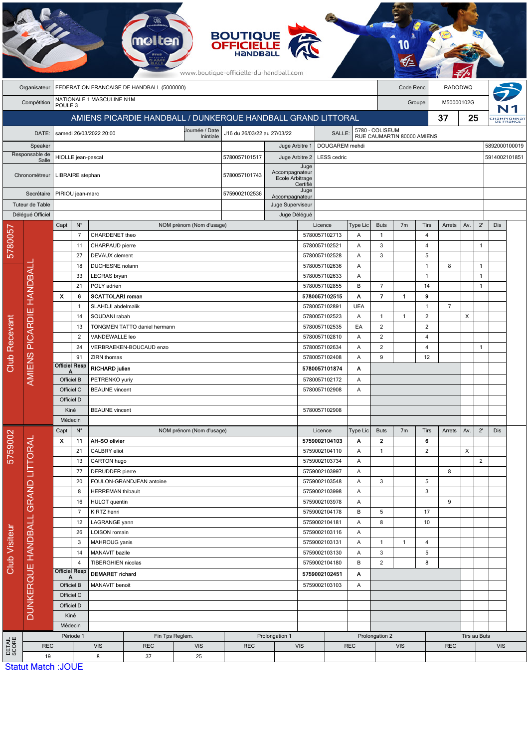| Organisateur | FEDERATION FRANCAISE DE HANDBALL (5000000) | Code Renc | RADODWQ |
|---|---|---|---|
| Compétition | NATIONALE 1 MASCULINE N1M POULE 3 | Groupe | M50000102G |

## AMIENS PICARDIE HANDBALL / DUNKERQUE HANDBALL GRAND LITTORAL — 37 / 25

| DATE: | samedi 26/03/2022 20:00 | Journée / Date Inintiale | J16 du 26/03/22 au 27/03/22 | SALLE: | 5780 - COLISEUM RUE CAUMARTIN 80000 AMIENS |
|---|---|---|---|---|---|

| Rôle | Nom | Licence | Rôle | Nom | Licence |
|---|---|---|---|---|---|
| Speaker | | | Juge Arbitre 1 | DOUGAREM mehdi | 5892000100019 |
| Responsable de Salle | HIOLLE jean-pascal | 5780057101517 | Juge Arbitre 2 | LESS cedric | 5914002101851 |
| Chronométreur | LIBRAIRE stephan | 5780057101743 | Juge Accompagnateur Ecole Arbitrage Certifié | | |
| Secrétaire | PIRIOU jean-marc | 5759002102536 | Juge Accompagnateur | | |
| Tuteur de Table | | | Juge Superviseur | | |
| Délégué Officiel | | | Juge Délégué | | |

### Club Recevant — 5780057 — AMIENS PICARDIE HANDBALL

| Capt | N° | NOM prénom (Nom d'usage) | Licence | Type Lic | Buts | 7m | Tirs | Arrets | Av. | 2' | Dis |
|---|---|---|---|---|---|---|---|---|---|---|---|
| | 7 | CHARDENET theo | 5780057102713 | A | 1 | | 4 | | | | |
| | 11 | CHARPAUD pierre | 5780057102521 | A | 3 | | 4 | | | 1 | |
| | 27 | DEVAUX clement | 5780057102528 | A | 3 | | 5 | | | | |
| | 18 | DUCHESNE nolann | 5780057102636 | A | | | 1 | 8 | | 1 | |
| | 33 | LEGRAS bryan | 5780057102633 | A | | | 1 | | | 1 | |
| | 21 | POLY adrien | 5780057102855 | B | 7 | | 14 | | | 1 | |
| **X** | **6** | **SCATTOLARI roman** | **5780057102515** | **A** | **7** | **1** | **9** | | | | |
| | 1 | SLAHDJI abdelmalik | 5780057102891 | UEA | | | 1 | 7 | | | |
| | 14 | SOUDANI rabah | 5780057102523 | A | 1 | 1 | 2 | | X | | |
| | 13 | TONGMEN TATTO daniel hermann | 5780057102535 | EA | 2 | | 2 | | | | |
| | 2 | VANDEWALLE leo | 5780057102810 | A | 2 | | 4 | | | | |
| | 24 | VERBRAEKEN-BOUCAUD enzo | 5780057102634 | A | 2 | | 4 | | | 1 | |
| | 91 | ZIRN thomas | 5780057102408 | A | 9 | | 12 | | | | |
| Officiel Resp A | | **RICHARD julien** | **5780057101874** | **A** | | | | | | | |
| Officiel B | | PETRENKO yuriy | 5780057102172 | A | | | | | | | |
| Officiel C | | BEAUNE vincent | 5780057102908 | A | | | | | | | |
| Officiel D | | | | | | | | | | | |
| Kiné | | BEAUNE vincent | 5780057102908 | | | | | | | | |
| Médecin | | | | | | | | | | | |

### Club Visiteur — 5759002 — DUNKERQUE HANDBALL GRAND LITTORAL

| Capt | N° | NOM prénom (Nom d'usage) | Licence | Type Lic | Buts | 7m | Tirs | Arrets | Av. | 2' | Dis |
|---|---|---|---|---|---|---|---|---|---|---|---|
| **X** | **11** | **AH-SO olivier** | **5759002104103** | **A** | **2** | | **6** | | | | |
| | 21 | CALBRY eliot | 5759002104110 | A | 1 | | 2 | | X | | |
| | 13 | CARTON hugo | 5759002103734 | A | | | | | | 2 | |
| | 77 | DERUDDER pierre | 5759002103997 | A | | | | 8 | | | |
| | 20 | FOULON-GRANDJEAN antoine | 5759002103548 | A | 3 | | 5 | | | | |
| | 8 | HERREMAN thibault | 5759002103998 | A | | | 3 | | | | |
| | 16 | HULOT quentin | 5759002103978 | A | | | | 9 | | | |
| | 7 | KIRTZ henri | 5759002104178 | B | 5 | | 17 | | | | |
| | 12 | LAGRANGE yann | 5759002104181 | A | 8 | | 10 | | | | |
| | 26 | LOISON romain | 5759002103116 | A | | | | | | | |
| | 3 | MAHROUG yanis | 5759002103131 | A | 1 | 1 | 4 | | | | |
| | 14 | MANAVIT bazile | 5759002103130 | A | 3 | | 5 | | | | |
| | 4 | TIBERGHIEN nicolas | 5759002104180 | B | 2 | | 8 | | | | |
| Officiel Resp A | | **DEMARET richard** | **5759002102451** | **A** | | | | | | | |
| Officiel B | | MANAVIT benoit | 5759002103103 | A | | | | | | | |
| Officiel C | | | | | | | | | | | |
| Officiel D | | | | | | | | | | | |
| Kiné | | | | | | | | | | | |
| Médecin | | | | | | | | | | | |

### DETAIL SCORE

| Période 1 | | Fin Tps Reglem. | | Prolongation 1 | | Prolongation 2 | | Tirs au Buts | |
|---|---|---|---|---|---|---|---|---|---|
| REC | VIS | REC | VIS | REC | VIS | REC | VIS | REC | VIS |
| 19 | 8 | 37 | 25 | | | | | | |

Statut Match :JOUE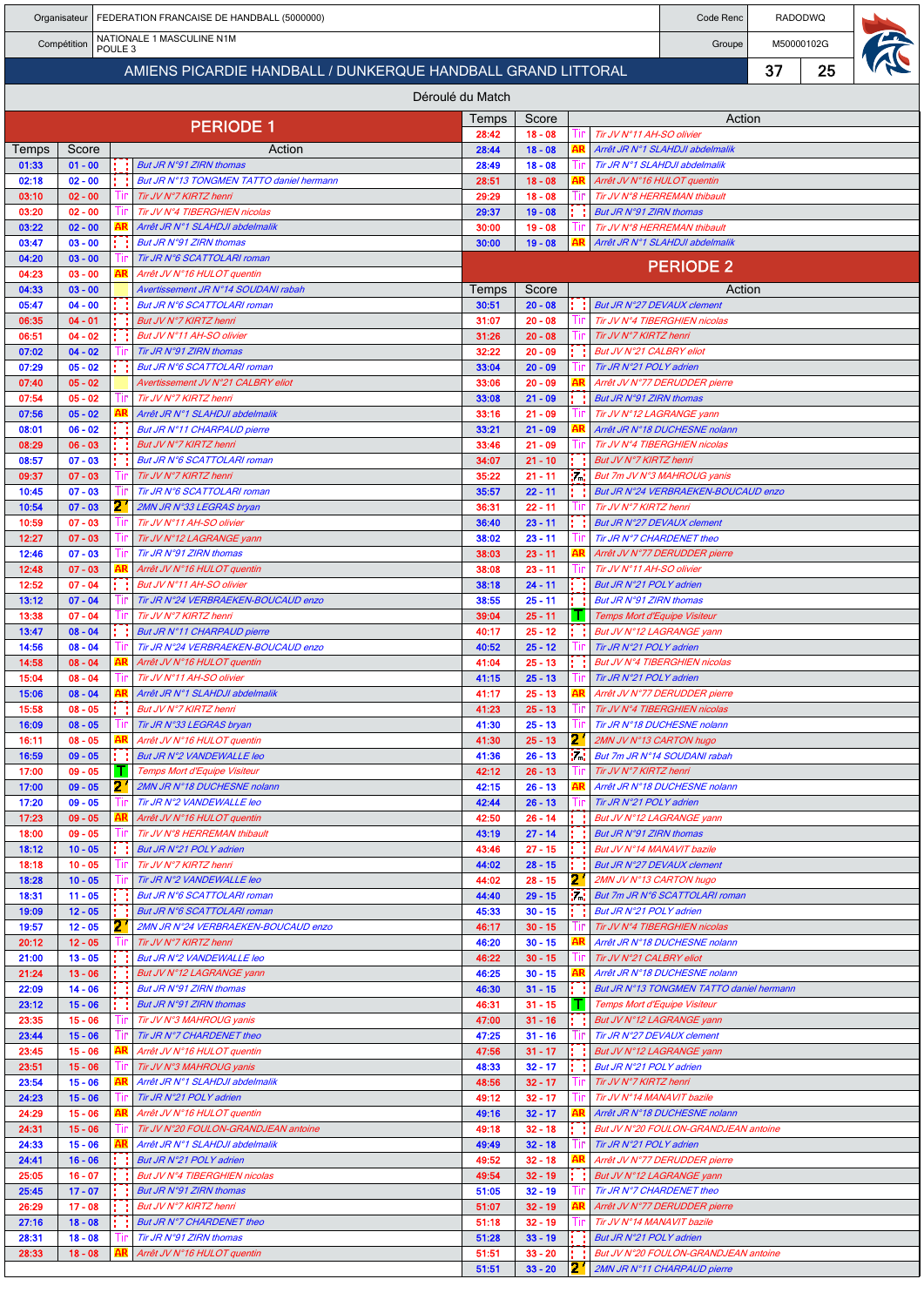| Organisateur | FEDERATION FRANCAISE DE HANDBALL (5000000) | Code Renc | RADODWQ |
|---|---|---|---|
| Compétition | NATIONALE 1 MASCULINE N1M POULE 3 | Groupe | M50000102G |

## AMIENS PICARDIE HANDBALL / DUNKERQUE HANDBALL GRAND LITTORAL — 37 / 25

### Déroulé du Match

## PERIODE 1

| Temps | Score | | Action |
|---|---|---|---|
| 01:33 | 01 - 00 | | But JR N°91 ZIRN thomas |
| 02:18 | 02 - 00 | | But JR N°13 TONGMEN TATTO daniel hermann |
| 03:10 | 02 - 00 | Tir | Tir JV N°7 KIRTZ henri |
| 03:20 | 02 - 00 | Tir | Tir JV N°4 TIBERGHIEN nicolas |
| 03:22 | 02 - 00 | AR | Arrêt JR N°1 SLAHDJI abdelmalik |
| 03:47 | 03 - 00 | | But JR N°91 ZIRN thomas |
| 04:20 | 03 - 00 | Tir | Tir JR N°6 SCATTOLARI roman |
| 04:23 | 03 - 00 | AR | Arrêt JV N°16 HULOT quentin |
| 04:33 | 03 - 00 | | Avertissement JR N°14 SOUDANI rabah |
| 05:47 | 04 - 00 | | But JR N°6 SCATTOLARI roman |
| 06:35 | 04 - 01 | | But JV N°7 KIRTZ henri |
| 06:51 | 04 - 02 | | But JV N°11 AH-SO olivier |
| 07:02 | 04 - 02 | Tir | Tir JR N°91 ZIRN thomas |
| 07:29 | 05 - 02 | | But JR N°6 SCATTOLARI roman |
| 07:40 | 05 - 02 | | Avertissement JV N°21 CALBRY eliot |
| 07:54 | 05 - 02 | Tir | Tir JV N°7 KIRTZ henri |
| 07:56 | 05 - 02 | AR | Arrêt JR N°1 SLAHDJI abdelmalik |
| 08:01 | 06 - 02 | | But JR N°11 CHARPAUD pierre |
| 08:29 | 06 - 03 | | But JV N°7 KIRTZ henri |
| 08:57 | 07 - 03 | | But JR N°6 SCATTOLARI roman |
| 09:37 | 07 - 03 | Tir | Tir JV N°7 KIRTZ henri |
| 10:45 | 07 - 03 | Tir | Tir JR N°6 SCATTOLARI roman |
| 10:54 | 07 - 03 | 2' | 2MN JR N°33 LEGRAS bryan |
| 10:59 | 07 - 03 | Tir | Tir JV N°11 AH-SO olivier |
| 12:27 | 07 - 03 | Tir | Tir JV N°12 LAGRANGE yann |
| 12:46 | 07 - 03 | Tir | Tir JR N°91 ZIRN thomas |
| 12:48 | 07 - 03 | AR | Arrêt JV N°16 HULOT quentin |
| 12:52 | 07 - 04 | | But JV N°11 AH-SO olivier |
| 13:12 | 07 - 04 | Tir | Tir JR N°24 VERBRAEKEN-BOUCAUD enzo |
| 13:38 | 07 - 04 | Tir | Tir JV N°7 KIRTZ henri |
| 13:47 | 08 - 04 | | But JR N°11 CHARPAUD pierre |
| 14:56 | 08 - 04 | Tir | Tir JR N°24 VERBRAEKEN-BOUCAUD enzo |
| 14:58 | 08 - 04 | AR | Arrêt JV N°16 HULOT quentin |
| 15:04 | 08 - 04 | Tir | Tir JV N°11 AH-SO olivier |
| 15:06 | 08 - 04 | AR | Arrêt JR N°1 SLAHDJI abdelmalik |
| 15:58 | 08 - 05 | | But JV N°7 KIRTZ henri |
| 16:09 | 08 - 05 | Tir | Tir JR N°33 LEGRAS bryan |
| 16:11 | 08 - 05 | AR | Arrêt JV N°16 HULOT quentin |
| 16:59 | 09 - 05 | | But JR N°2 VANDEWALLE leo |
| 17:00 | 09 - 05 | T | Temps Mort d'Equipe Visiteur |
| 17:00 | 09 - 05 | 2' | 2MN JR N°18 DUCHESNE nolann |
| 17:20 | 09 - 05 | Tir | Tir JR N°2 VANDEWALLE leo |
| 17:23 | 09 - 05 | AR | Arrêt JV N°16 HULOT quentin |
| 18:00 | 09 - 05 | Tir | Tir JV N°8 HERREMAN thibault |
| 18:12 | 10 - 05 | | But JR N°21 POLY adrien |
| 18:18 | 10 - 05 | Tir | Tir JV N°7 KIRTZ henri |
| 18:28 | 10 - 05 | Tir | Tir JR N°2 VANDEWALLE leo |
| 18:31 | 11 - 05 | | But JR N°6 SCATTOLARI roman |
| 19:09 | 12 - 05 | | But JR N°6 SCATTOLARI roman |
| 19:57 | 12 - 05 | 2' | 2MN JR N°24 VERBRAEKEN-BOUCAUD enzo |
| 20:12 | 12 - 05 | Tir | Tir JV N°7 KIRTZ henri |
| 21:00 | 13 - 05 | | But JR N°2 VANDEWALLE leo |
| 21:24 | 13 - 06 | | But JV N°12 LAGRANGE yann |
| 22:09 | 14 - 06 | | But JR N°91 ZIRN thomas |
| 23:12 | 15 - 06 | | But JR N°91 ZIRN thomas |
| 23:35 | 15 - 06 | Tir | Tir JV N°3 MAHROUG yanis |
| 23:44 | 15 - 06 | Tir | Tir JR N°7 CHARDENET theo |
| 23:45 | 15 - 06 | AR | Arrêt JV N°16 HULOT quentin |
| 23:51 | 15 - 06 | Tir | Tir JV N°3 MAHROUG yanis |
| 23:54 | 15 - 06 | AR | Arrêt JR N°1 SLAHDJI abdelmalik |
| 24:23 | 15 - 06 | Tir | Tir JR N°21 POLY adrien |
| 24:29 | 15 - 06 | AR | Arrêt JV N°16 HULOT quentin |
| 24:31 | 15 - 06 | Tir | Tir JV N°20 FOULON-GRANDJEAN antoine |
| 24:33 | 15 - 06 | AR | Arrêt JR N°1 SLAHDJI abdelmalik |
| 24:41 | 16 - 06 | | But JR N°21 POLY adrien |
| 25:05 | 16 - 07 | | But JV N°4 TIBERGHIEN nicolas |
| 25:45 | 17 - 07 | | But JR N°91 ZIRN thomas |
| 26:29 | 17 - 08 | | But JV N°7 KIRTZ henri |
| 27:16 | 18 - 08 | | But JR N°7 CHARDENET theo |
| 28:31 | 18 - 08 | Tir | Tir JR N°91 ZIRN thomas |
| 28:33 | 18 - 08 | AR | Arrêt JV N°16 HULOT quentin |
| 28:42 | 18 - 08 | Tir | Tir JV N°11 AH-SO olivier |
| 28:44 | 18 - 08 | AR | Arrêt JR N°1 SLAHDJI abdelmalik |
| 28:49 | 18 - 08 | Tir | Tir JR N°1 SLAHDJI abdelmalik |
| 28:51 | 18 - 08 | AR | Arrêt JV N°16 HULOT quentin |
| 29:29 | 18 - 08 | Tir | Tir JV N°8 HERREMAN thibault |
| 29:37 | 19 - 08 | | But JR N°91 ZIRN thomas |
| 30:00 | 19 - 08 | Tir | Tir JV N°8 HERREMAN thibault |
| 30:00 | 19 - 08 | AR | Arrêt JR N°1 SLAHDJI abdelmalik |

## PERIODE 2

| Temps | Score | | Action |
|---|---|---|---|
| 30:51 | 20 - 08 | | But JR N°27 DEVAUX clement |
| 31:07 | 20 - 08 | Tir | Tir JV N°4 TIBERGHIEN nicolas |
| 31:26 | 20 - 08 | Tir | Tir JV N°7 KIRTZ henri |
| 32:22 | 20 - 09 | | But JV N°21 CALBRY eliot |
| 33:04 | 20 - 09 | Tir | Tir JR N°21 POLY adrien |
| 33:06 | 20 - 09 | AR | Arrêt JV N°77 DERUDDER pierre |
| 33:08 | 21 - 09 | | But JR N°91 ZIRN thomas |
| 33:16 | 21 - 09 | Tir | Tir JV N°12 LAGRANGE yann |
| 33:21 | 21 - 09 | AR | Arrêt JR N°18 DUCHESNE nolann |
| 33:46 | 21 - 09 | Tir | Tir JV N°4 TIBERGHIEN nicolas |
| 34:07 | 21 - 10 | | But JV N°7 KIRTZ henri |
| 35:22 | 21 - 11 | 7m | But 7m JV N°3 MAHROUG yanis |
| 35:57 | 22 - 11 | | But JR N°24 VERBRAEKEN-BOUCAUD enzo |
| 36:31 | 22 - 11 | Tir | Tir JV N°7 KIRTZ henri |
| 36:40 | 23 - 11 | | But JR N°27 DEVAUX clement |
| 38:02 | 23 - 11 | Tir | Tir JR N°7 CHARDENET theo |
| 38:03 | 23 - 11 | AR | Arrêt JV N°77 DERUDDER pierre |
| 38:08 | 23 - 11 | Tir | Tir JV N°11 AH-SO olivier |
| 38:18 | 24 - 11 | | But JR N°21 POLY adrien |
| 38:55 | 25 - 11 | | But JR N°91 ZIRN thomas |
| 39:04 | 25 - 11 | T | Temps Mort d'Equipe Visiteur |
| 40:17 | 25 - 12 | | But JV N°12 LAGRANGE yann |
| 40:52 | 25 - 12 | Tir | Tir JR N°21 POLY adrien |
| 41:04 | 25 - 13 | | But JV N°4 TIBERGHIEN nicolas |
| 41:15 | 25 - 13 | Tir | Tir JR N°21 POLY adrien |
| 41:17 | 25 - 13 | AR | Arrêt JV N°77 DERUDDER pierre |
| 41:23 | 25 - 13 | Tir | Tir JV N°4 TIBERGHIEN nicolas |
| 41:30 | 25 - 13 | Tir | Tir JR N°18 DUCHESNE nolann |
| 41:30 | 25 - 13 | 2' | 2MN JV N°13 CARTON hugo |
| 41:36 | 26 - 13 | 7m | But 7m JR N°14 SOUDANI rabah |
| 42:12 | 26 - 13 | Tir | Tir JV N°7 KIRTZ henri |
| 42:15 | 26 - 13 | AR | Arrêt JR N°18 DUCHESNE nolann |
| 42:44 | 26 - 13 | Tir | Tir JR N°21 POLY adrien |
| 42:50 | 26 - 14 | | But JV N°12 LAGRANGE yann |
| 43:19 | 27 - 14 | | But JR N°91 ZIRN thomas |
| 43:46 | 27 - 15 | | But JV N°14 MANAVIT bazile |
| 44:02 | 28 - 15 | | But JR N°27 DEVAUX clement |
| 44:02 | 28 - 15 | 2' | 2MN JV N°13 CARTON hugo |
| 44:40 | 29 - 15 | 7m | But 7m JR N°6 SCATTOLARI roman |
| 45:33 | 30 - 15 | | But JR N°21 POLY adrien |
| 46:17 | 30 - 15 | Tir | Tir JV N°4 TIBERGHIEN nicolas |
| 46:20 | 30 - 15 | AR | Arrêt JR N°18 DUCHESNE nolann |
| 46:22 | 30 - 15 | Tir | Tir JV N°21 CALBRY eliot |
| 46:25 | 30 - 15 | AR | Arrêt JR N°18 DUCHESNE nolann |
| 46:30 | 31 - 15 | | But JR N°13 TONGMEN TATTO daniel hermann |
| 46:31 | 31 - 15 | T | Temps Mort d'Equipe Visiteur |
| 47:00 | 31 - 16 | | But JV N°12 LAGRANGE yann |
| 47:25 | 31 - 16 | Tir | Tir JR N°27 DEVAUX clement |
| 47:56 | 31 - 17 | | But JV N°12 LAGRANGE yann |
| 48:33 | 32 - 17 | | But JR N°21 POLY adrien |
| 48:56 | 32 - 17 | Tir | Tir JV N°7 KIRTZ henri |
| 49:12 | 32 - 17 | Tir | Tir JV N°14 MANAVIT bazile |
| 49:16 | 32 - 17 | AR | Arrêt JR N°18 DUCHESNE nolann |
| 49:18 | 32 - 18 | | But JV N°20 FOULON-GRANDJEAN antoine |
| 49:49 | 32 - 18 | Tir | Tir JR N°21 POLY adrien |
| 49:52 | 32 - 18 | AR | Arrêt JV N°77 DERUDDER pierre |
| 49:54 | 32 - 19 | | But JV N°12 LAGRANGE yann |
| 51:05 | 32 - 19 | Tir | Tir JR N°7 CHARDENET theo |
| 51:07 | 32 - 19 | AR | Arrêt JV N°77 DERUDDER pierre |
| 51:18 | 32 - 19 | Tir | Tir JV N°14 MANAVIT bazile |
| 51:28 | 33 - 19 | | But JR N°21 POLY adrien |
| 51:51 | 33 - 20 | | But JV N°20 FOULON-GRANDJEAN antoine |
| 51:51 | 33 - 20 | 2' | 2MN JR N°11 CHARPAUD pierre |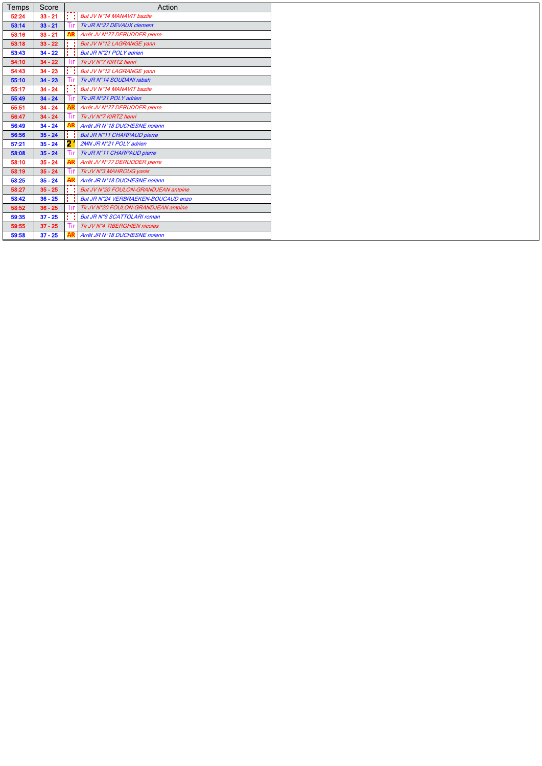| Temps | Score | | Action |
|---|---|---|---|
| 52:24 | 33 - 21 | | But JV N°14 MANAVIT bazile |
| 53:14 | 33 - 21 | Tir | Tir JR N°27 DEVAUX clement |
| 53:16 | 33 - 21 | AR | Arrêt JV N°77 DERUDDER pierre |
| 53:18 | 33 - 22 | | But JV N°12 LAGRANGE yann |
| 53:43 | 34 - 22 | | But JR N°21 POLY adrien |
| 54:10 | 34 - 22 | Tir | Tir JV N°7 KIRTZ henri |
| 54:43 | 34 - 23 | | But JV N°12 LAGRANGE yann |
| 55:10 | 34 - 23 | Tir | Tir JR N°14 SOUDANI rabah |
| 55:17 | 34 - 24 | | But JV N°14 MANAVIT bazile |
| 55:49 | 34 - 24 | Tir | Tir JR N°21 POLY adrien |
| 55:51 | 34 - 24 | AR | Arrêt JV N°77 DERUDDER pierre |
| 56:47 | 34 - 24 | Tir | Tir JV N°7 KIRTZ henri |
| 56:49 | 34 - 24 | AR | Arrêt JR N°18 DUCHESNE nolann |
| 56:56 | 35 - 24 | | But JR N°11 CHARPAUD pierre |
| 57:21 | 35 - 24 | 2' | 2MN JR N°21 POLY adrien |
| 58:08 | 35 - 24 | Tir | Tir JR N°11 CHARPAUD pierre |
| 58:10 | 35 - 24 | AR | Arrêt JV N°77 DERUDDER pierre |
| 58:19 | 35 - 24 | Tir | Tir JV N°3 MAHROUG yanis |
| 58:25 | 35 - 24 | AR | Arrêt JR N°18 DUCHESNE nolann |
| 58:27 | 35 - 25 | | But JV N°20 FOULON-GRANDJEAN antoine |
| 58:42 | 36 - 25 | | But JR N°24 VERBRAEKEN-BOUCAUD enzo |
| 58:52 | 36 - 25 | Tir | Tir JV N°20 FOULON-GRANDJEAN antoine |
| 59:35 | 37 - 25 | | But JR N°6 SCATTOLARI roman |
| 59:55 | 37 - 25 | Tir | Tir JV N°4 TIBERGHIEN nicolas |
| 59:58 | 37 - 25 | AR | Arrêt JR N°18 DUCHESNE nolann |